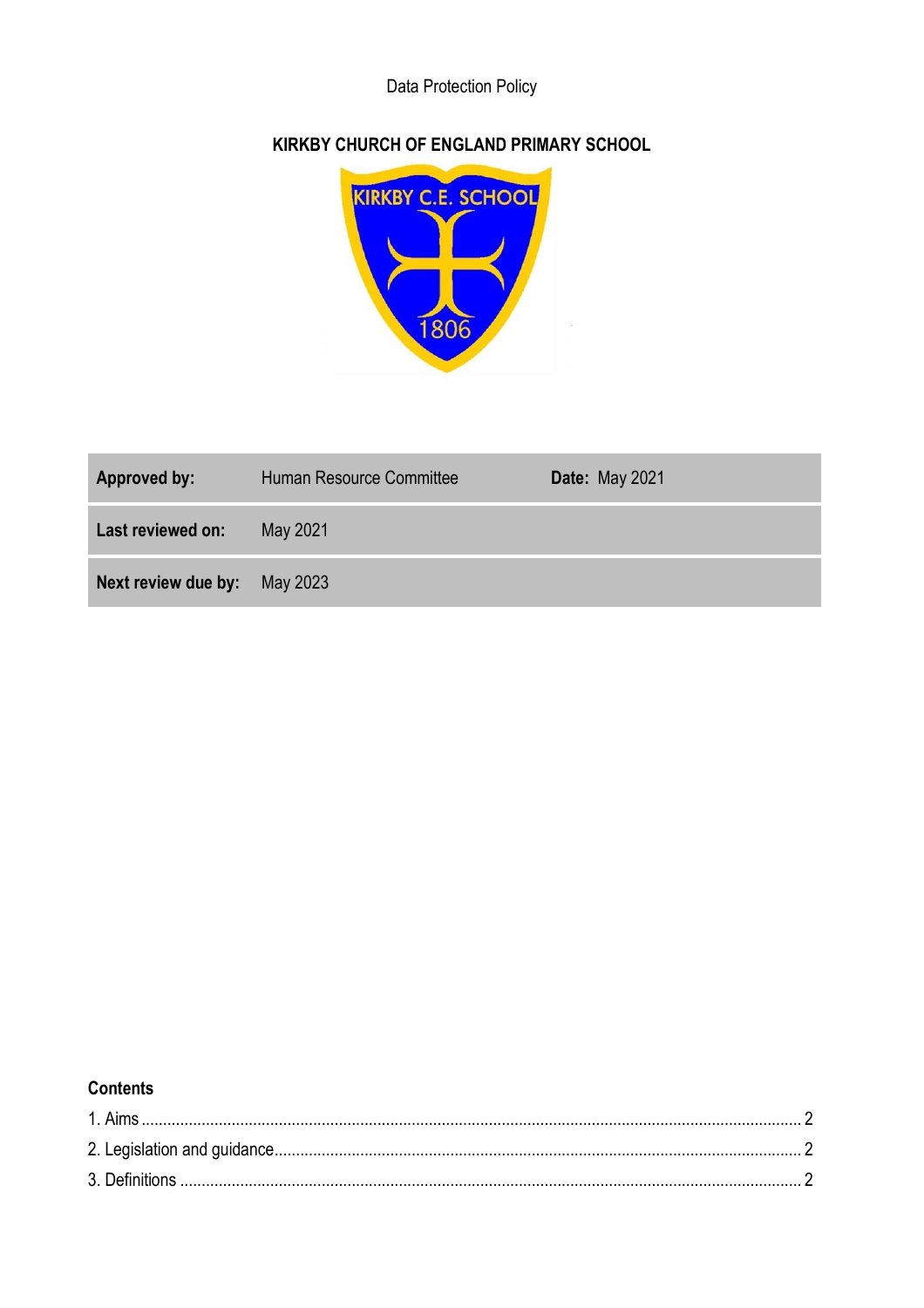Data Protection Policy

# KIRKBY CHURCH OF ENGLAND PRIMARY SCHOOL

| **Approved by:** | Human Resource Committee | **Date:** May 2021 |
| --- | --- | --- |
| **Last reviewed on:** | May 2021 | |
| **Next review due by:** | May 2023 | |

**Contents**

1. Aims ........................................................................................................................................ 2
2. Legislation and guidance........................................................................................................ 2
3. Definitions ............................................................................................................................... 2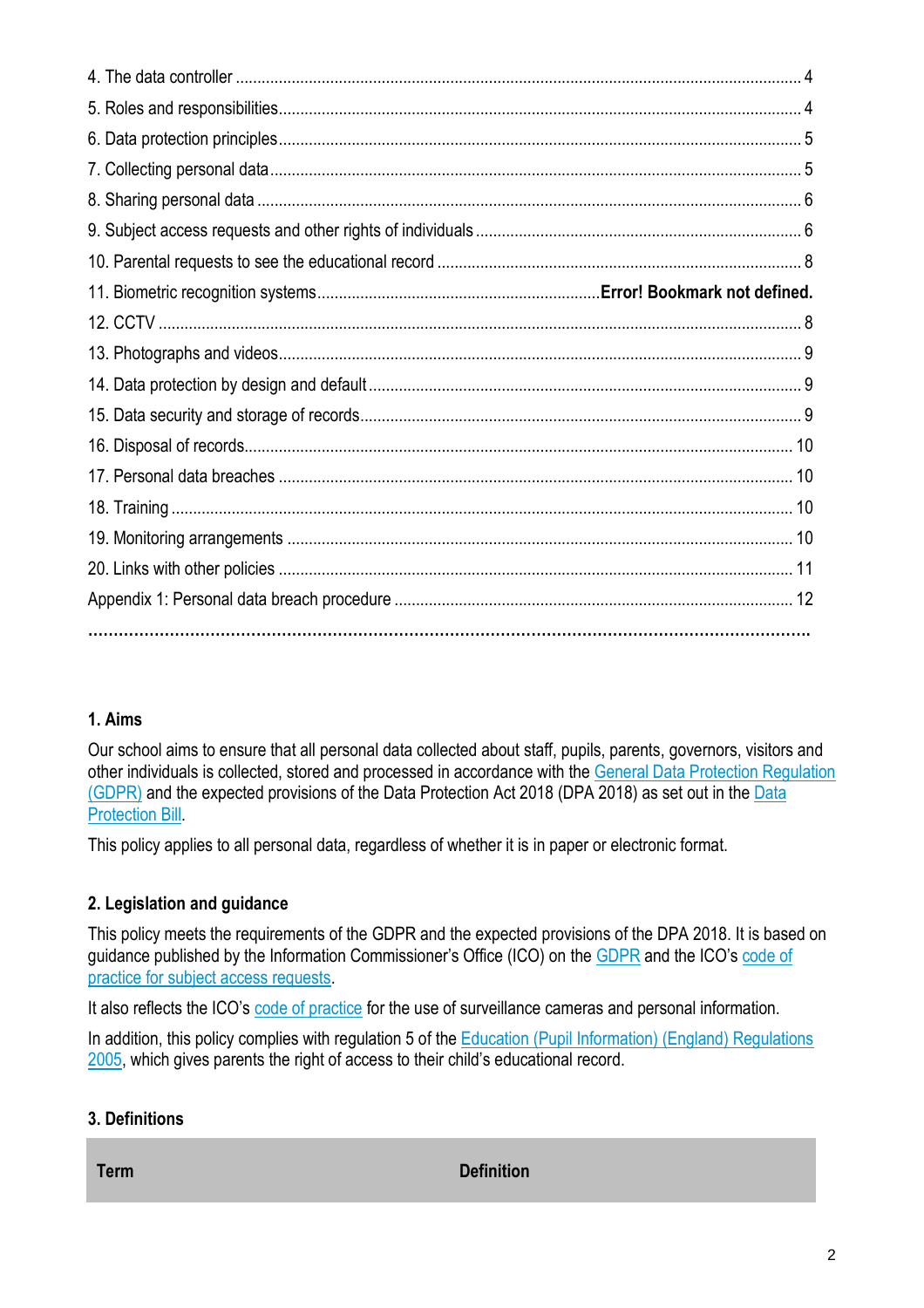4. The data controller .................................................................................................................................. 4

5. Roles and responsibilities.......................................................................................................................... 4

6. Data protection principles.......................................................................................................................... 5

7. Collecting personal data............................................................................................................................ 5

8. Sharing personal data ............................................................................................................................... 6

9. Subject access requests and other rights of individuals ........................................................................... 6

10. Parental requests to see the educational record ..................................................................................... 8

11. Biometric recognition systems.................................................................**Error! Bookmark not defined.**

12. CCTV ...................................................................................................................................................... 8

13. Photographs and videos.......................................................................................................................... 9

14. Data protection by design and default .................................................................................................... 9

15. Data security and storage of records...................................................................................................... 9

16. Disposal of records................................................................................................................................ 10

17. Personal data breaches ........................................................................................................................ 10

18. Training ................................................................................................................................................. 10

19. Monitoring arrangements ...................................................................................................................... 10

20. Links with other policies ........................................................................................................................ 11

Appendix 1: Personal data breach procedure ............................................................................................ 12

**..........................................................................................................................................................**

## 1. Aims

Our school aims to ensure that all personal data collected about staff, pupils, parents, governors, visitors and other individuals is collected, stored and processed in accordance with the General Data Protection Regulation (GDPR) and the expected provisions of the Data Protection Act 2018 (DPA 2018) as set out in the Data Protection Bill.

This policy applies to all personal data, regardless of whether it is in paper or electronic format.

## 2. Legislation and guidance

This policy meets the requirements of the GDPR and the expected provisions of the DPA 2018. It is based on guidance published by the Information Commissioner's Office (ICO) on the GDPR and the ICO's code of practice for subject access requests.

It also reflects the ICO's code of practice for the use of surveillance cameras and personal information.

In addition, this policy complies with regulation 5 of the Education (Pupil Information) (England) Regulations 2005, which gives parents the right of access to their child's educational record.

## 3. Definitions

| Term | Definition |
|---|---|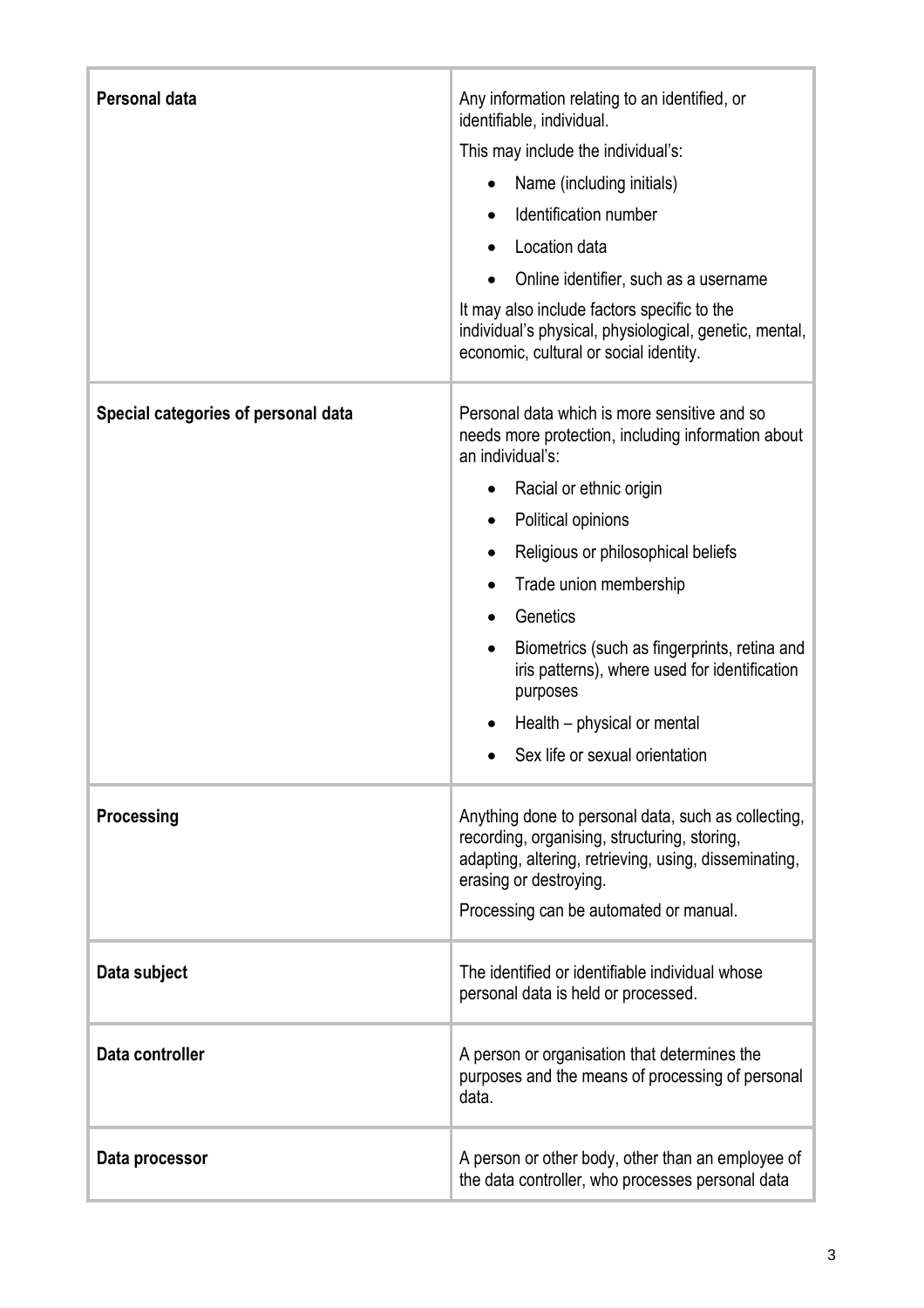| | |
|---|---|
| **Personal data** | Any information relating to an identified, or identifiable, individual.<br>This may include the individual's:<br>• Name (including initials)<br>• Identification number<br>• Location data<br>• Online identifier, such as a username<br>It may also include factors specific to the individual's physical, physiological, genetic, mental, economic, cultural or social identity. |
| **Special categories of personal data** | Personal data which is more sensitive and so needs more protection, including information about an individual's:<br>• Racial or ethnic origin<br>• Political opinions<br>• Religious or philosophical beliefs<br>• Trade union membership<br>• Genetics<br>• Biometrics (such as fingerprints, retina and iris patterns), where used for identification purposes<br>• Health – physical or mental<br>• Sex life or sexual orientation |
| **Processing** | Anything done to personal data, such as collecting, recording, organising, structuring, storing, adapting, altering, retrieving, using, disseminating, erasing or destroying.<br>Processing can be automated or manual. |
| **Data subject** | The identified or identifiable individual whose personal data is held or processed. |
| **Data controller** | A person or organisation that determines the purposes and the means of processing of personal data. |
| **Data processor** | A person or other body, other than an employee of the data controller, who processes personal data |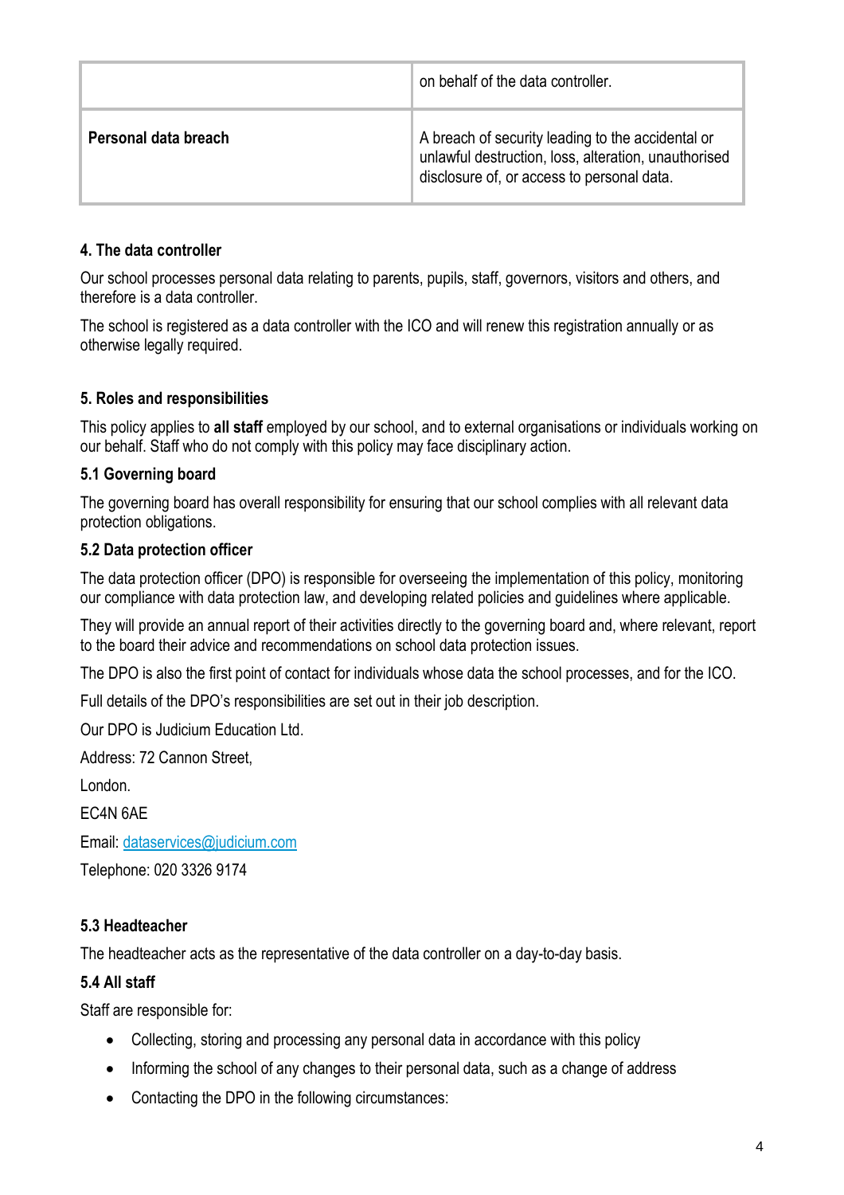| | |
|---|---|
| | on behalf of the data controller. |
| **Personal data breach** | A breach of security leading to the accidental or unlawful destruction, loss, alteration, unauthorised disclosure of, or access to personal data. |

### 4. The data controller

Our school processes personal data relating to parents, pupils, staff, governors, visitors and others, and therefore is a data controller.

The school is registered as a data controller with the ICO and will renew this registration annually or as otherwise legally required.

### 5. Roles and responsibilities

This policy applies to **all staff** employed by our school, and to external organisations or individuals working on our behalf. Staff who do not comply with this policy may face disciplinary action.

#### 5.1 Governing board

The governing board has overall responsibility for ensuring that our school complies with all relevant data protection obligations.

#### 5.2 Data protection officer

The data protection officer (DPO) is responsible for overseeing the implementation of this policy, monitoring our compliance with data protection law, and developing related policies and guidelines where applicable.

They will provide an annual report of their activities directly to the governing board and, where relevant, report to the board their advice and recommendations on school data protection issues.

The DPO is also the first point of contact for individuals whose data the school processes, and for the ICO.

Full details of the DPO's responsibilities are set out in their job description.

Our DPO is Judicium Education Ltd.

Address: 72 Cannon Street,

London.

EC4N 6AE

Email: dataservices@judicium.com

Telephone: 020 3326 9174

#### 5.3 Headteacher

The headteacher acts as the representative of the data controller on a day-to-day basis.

#### 5.4 All staff

Staff are responsible for:

- Collecting, storing and processing any personal data in accordance with this policy
- Informing the school of any changes to their personal data, such as a change of address
- Contacting the DPO in the following circumstances: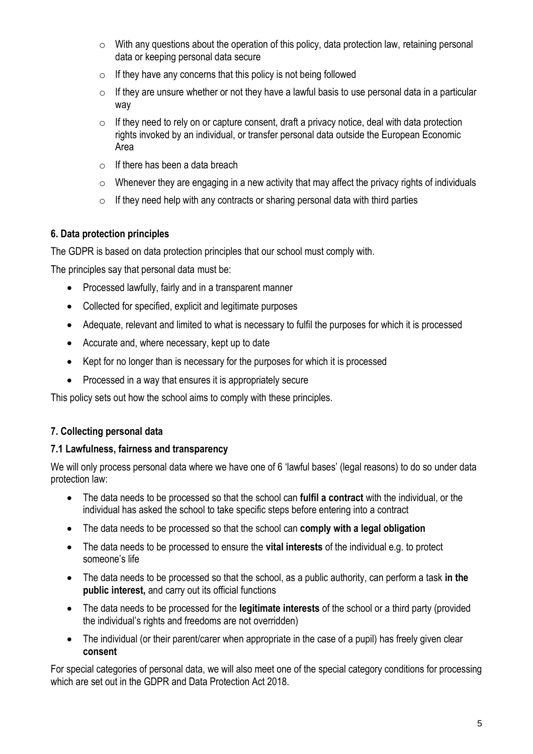- With any questions about the operation of this policy, data protection law, retaining personal data or keeping personal data secure
- If they have any concerns that this policy is not being followed
- If they are unsure whether or not they have a lawful basis to use personal data in a particular way
- If they need to rely on or capture consent, draft a privacy notice, deal with data protection rights invoked by an individual, or transfer personal data outside the European Economic Area
- If there has been a data breach
- Whenever they are engaging in a new activity that may affect the privacy rights of individuals
- If they need help with any contracts or sharing personal data with third parties

## 6. Data protection principles

The GDPR is based on data protection principles that our school must comply with.

The principles say that personal data must be:

- Processed lawfully, fairly and in a transparent manner
- Collected for specified, explicit and legitimate purposes
- Adequate, relevant and limited to what is necessary to fulfil the purposes for which it is processed
- Accurate and, where necessary, kept up to date
- Kept for no longer than is necessary for the purposes for which it is processed
- Processed in a way that ensures it is appropriately secure

This policy sets out how the school aims to comply with these principles.

## 7. Collecting personal data

### 7.1 Lawfulness, fairness and transparency

We will only process personal data where we have one of 6 'lawful bases' (legal reasons) to do so under data protection law:

- The data needs to be processed so that the school can **fulfil a contract** with the individual, or the individual has asked the school to take specific steps before entering into a contract
- The data needs to be processed so that the school can **comply with a legal obligation**
- The data needs to be processed to ensure the **vital interests** of the individual e.g. to protect someone's life
- The data needs to be processed so that the school, as a public authority, can perform a task **in the public interest,** and carry out its official functions
- The data needs to be processed for the **legitimate interests** of the school or a third party (provided the individual's rights and freedoms are not overridden)
- The individual (or their parent/carer when appropriate in the case of a pupil) has freely given clear **consent**

For special categories of personal data, we will also meet one of the special category conditions for processing which are set out in the GDPR and Data Protection Act 2018.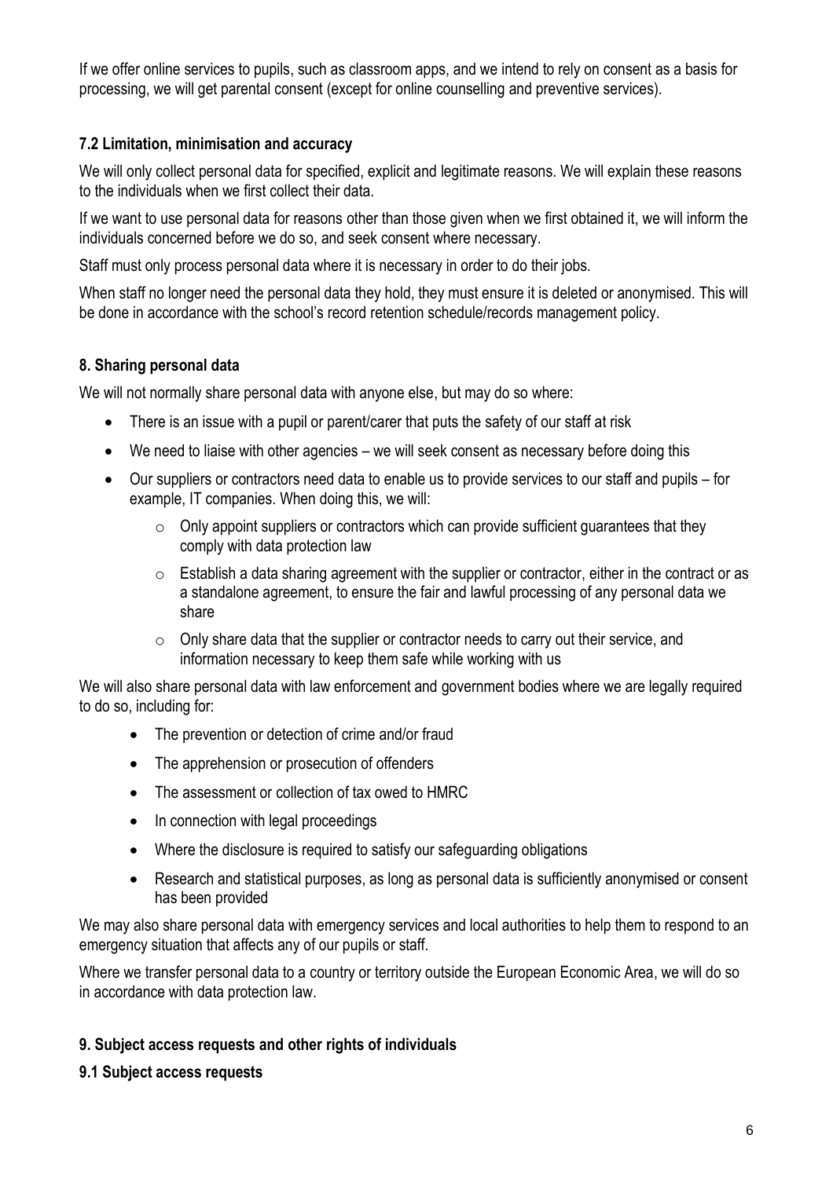If we offer online services to pupils, such as classroom apps, and we intend to rely on consent as a basis for processing, we will get parental consent (except for online counselling and preventive services).

### 7.2 Limitation, minimisation and accuracy

We will only collect personal data for specified, explicit and legitimate reasons. We will explain these reasons to the individuals when we first collect their data.

If we want to use personal data for reasons other than those given when we first obtained it, we will inform the individuals concerned before we do so, and seek consent where necessary.

Staff must only process personal data where it is necessary in order to do their jobs.

When staff no longer need the personal data they hold, they must ensure it is deleted or anonymised. This will be done in accordance with the school's record retention schedule/records management policy.

## 8. Sharing personal data

We will not normally share personal data with anyone else, but may do so where:

- There is an issue with a pupil or parent/carer that puts the safety of our staff at risk
- We need to liaise with other agencies – we will seek consent as necessary before doing this
- Our suppliers or contractors need data to enable us to provide services to our staff and pupils – for example, IT companies. When doing this, we will:
    - Only appoint suppliers or contractors which can provide sufficient guarantees that they comply with data protection law
    - Establish a data sharing agreement with the supplier or contractor, either in the contract or as a standalone agreement, to ensure the fair and lawful processing of any personal data we share
    - Only share data that the supplier or contractor needs to carry out their service, and information necessary to keep them safe while working with us

We will also share personal data with law enforcement and government bodies where we are legally required to do so, including for:

- The prevention or detection of crime and/or fraud
- The apprehension or prosecution of offenders
- The assessment or collection of tax owed to HMRC
- In connection with legal proceedings
- Where the disclosure is required to satisfy our safeguarding obligations
- Research and statistical purposes, as long as personal data is sufficiently anonymised or consent has been provided

We may also share personal data with emergency services and local authorities to help them to respond to an emergency situation that affects any of our pupils or staff.

Where we transfer personal data to a country or territory outside the European Economic Area, we will do so in accordance with data protection law.

## 9. Subject access requests and other rights of individuals

### 9.1 Subject access requests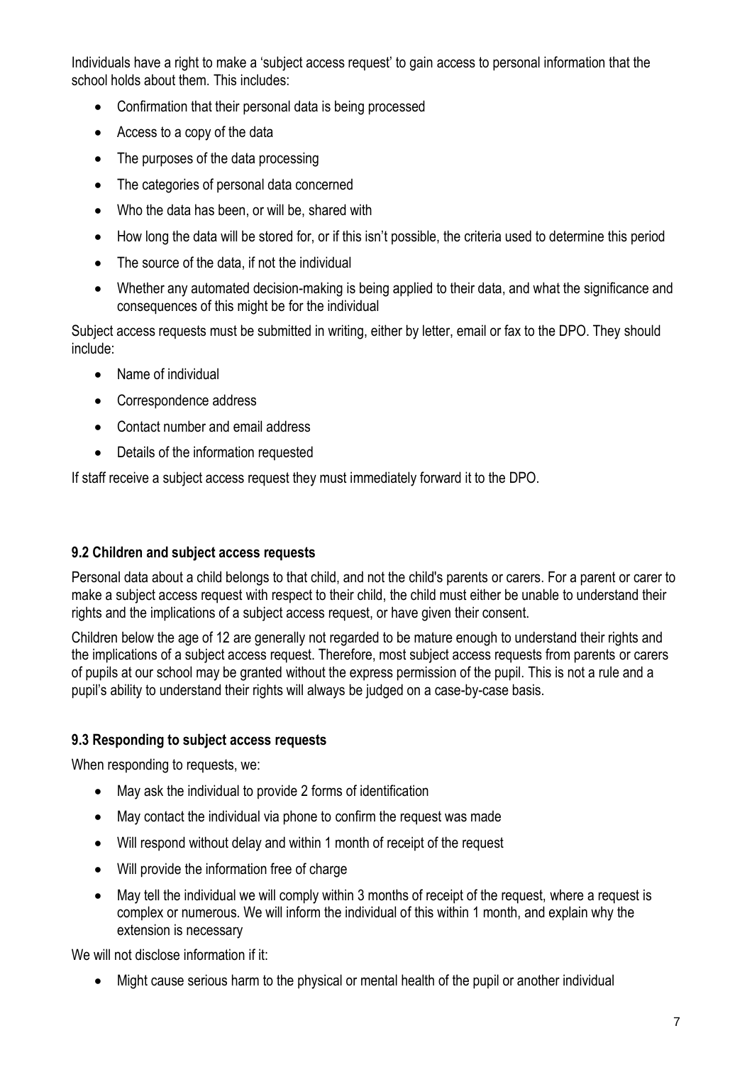Individuals have a right to make a 'subject access request' to gain access to personal information that the school holds about them. This includes:

- Confirmation that their personal data is being processed
- Access to a copy of the data
- The purposes of the data processing
- The categories of personal data concerned
- Who the data has been, or will be, shared with
- How long the data will be stored for, or if this isn't possible, the criteria used to determine this period
- The source of the data, if not the individual
- Whether any automated decision-making is being applied to their data, and what the significance and consequences of this might be for the individual

Subject access requests must be submitted in writing, either by letter, email or fax to the DPO. They should include:

- Name of individual
- Correspondence address
- Contact number and email address
- Details of the information requested

If staff receive a subject access request they must immediately forward it to the DPO.

### 9.2 Children and subject access requests

Personal data about a child belongs to that child, and not the child's parents or carers. For a parent or carer to make a subject access request with respect to their child, the child must either be unable to understand their rights and the implications of a subject access request, or have given their consent.

Children below the age of 12 are generally not regarded to be mature enough to understand their rights and the implications of a subject access request. Therefore, most subject access requests from parents or carers of pupils at our school may be granted without the express permission of the pupil. This is not a rule and a pupil's ability to understand their rights will always be judged on a case-by-case basis.

### 9.3 Responding to subject access requests

When responding to requests, we:

- May ask the individual to provide 2 forms of identification
- May contact the individual via phone to confirm the request was made
- Will respond without delay and within 1 month of receipt of the request
- Will provide the information free of charge
- May tell the individual we will comply within 3 months of receipt of the request, where a request is complex or numerous. We will inform the individual of this within 1 month, and explain why the extension is necessary

We will not disclose information if it:

- Might cause serious harm to the physical or mental health of the pupil or another individual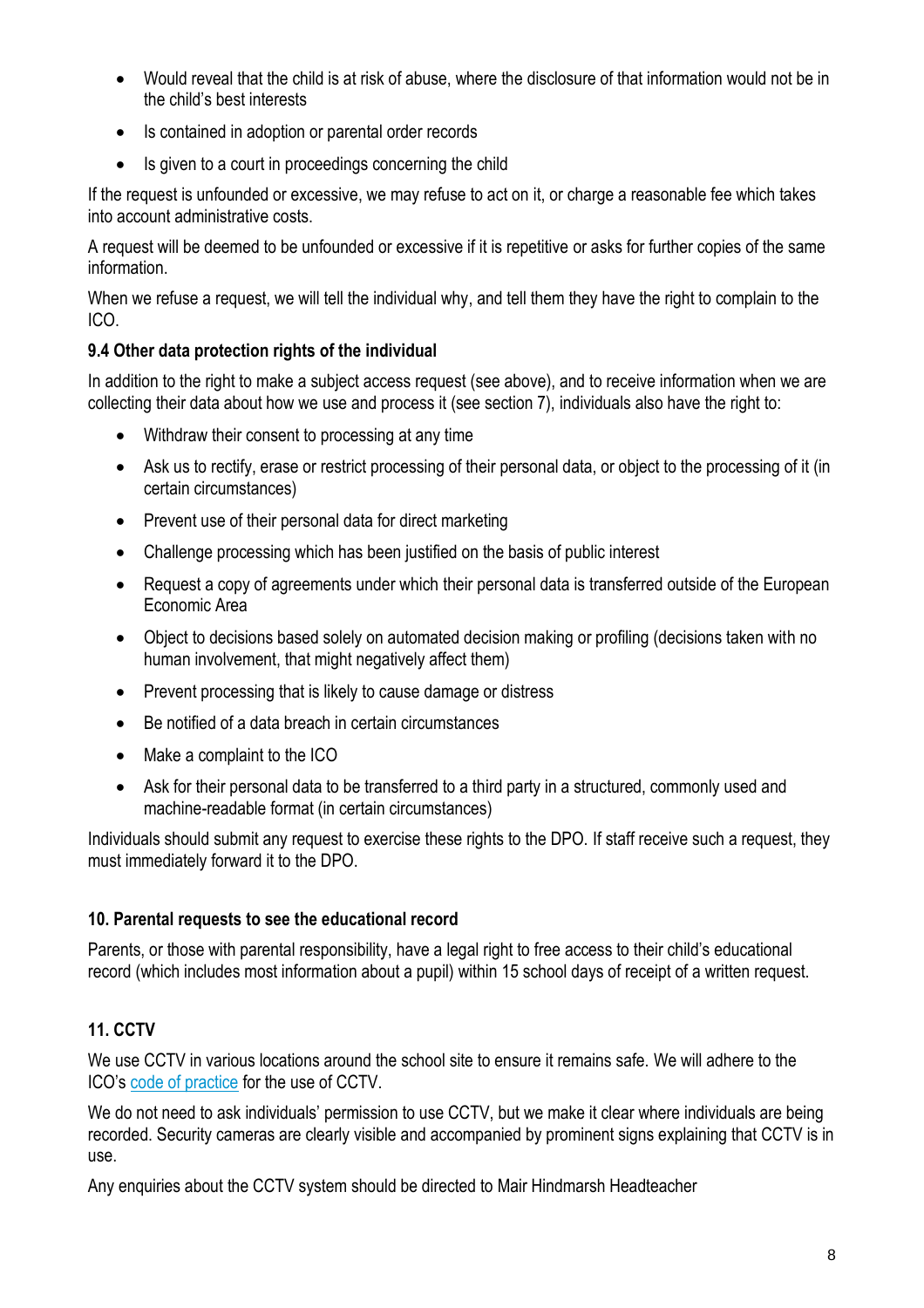- Would reveal that the child is at risk of abuse, where the disclosure of that information would not be in the child's best interests
- Is contained in adoption or parental order records
- Is given to a court in proceedings concerning the child

If the request is unfounded or excessive, we may refuse to act on it, or charge a reasonable fee which takes into account administrative costs.

A request will be deemed to be unfounded or excessive if it is repetitive or asks for further copies of the same information.

When we refuse a request, we will tell the individual why, and tell them they have the right to complain to the ICO.

### 9.4 Other data protection rights of the individual

In addition to the right to make a subject access request (see above), and to receive information when we are collecting their data about how we use and process it (see section 7), individuals also have the right to:

- Withdraw their consent to processing at any time
- Ask us to rectify, erase or restrict processing of their personal data, or object to the processing of it (in certain circumstances)
- Prevent use of their personal data for direct marketing
- Challenge processing which has been justified on the basis of public interest
- Request a copy of agreements under which their personal data is transferred outside of the European Economic Area
- Object to decisions based solely on automated decision making or profiling (decisions taken with no human involvement, that might negatively affect them)
- Prevent processing that is likely to cause damage or distress
- Be notified of a data breach in certain circumstances
- Make a complaint to the ICO
- Ask for their personal data to be transferred to a third party in a structured, commonly used and machine-readable format (in certain circumstances)

Individuals should submit any request to exercise these rights to the DPO. If staff receive such a request, they must immediately forward it to the DPO.

## 10. Parental requests to see the educational record

Parents, or those with parental responsibility, have a legal right to free access to their child's educational record (which includes most information about a pupil) within 15 school days of receipt of a written request.

## 11. CCTV

We use CCTV in various locations around the school site to ensure it remains safe. We will adhere to the ICO's code of practice for the use of CCTV.

We do not need to ask individuals' permission to use CCTV, but we make it clear where individuals are being recorded. Security cameras are clearly visible and accompanied by prominent signs explaining that CCTV is in use.

Any enquiries about the CCTV system should be directed to Mair Hindmarsh Headteacher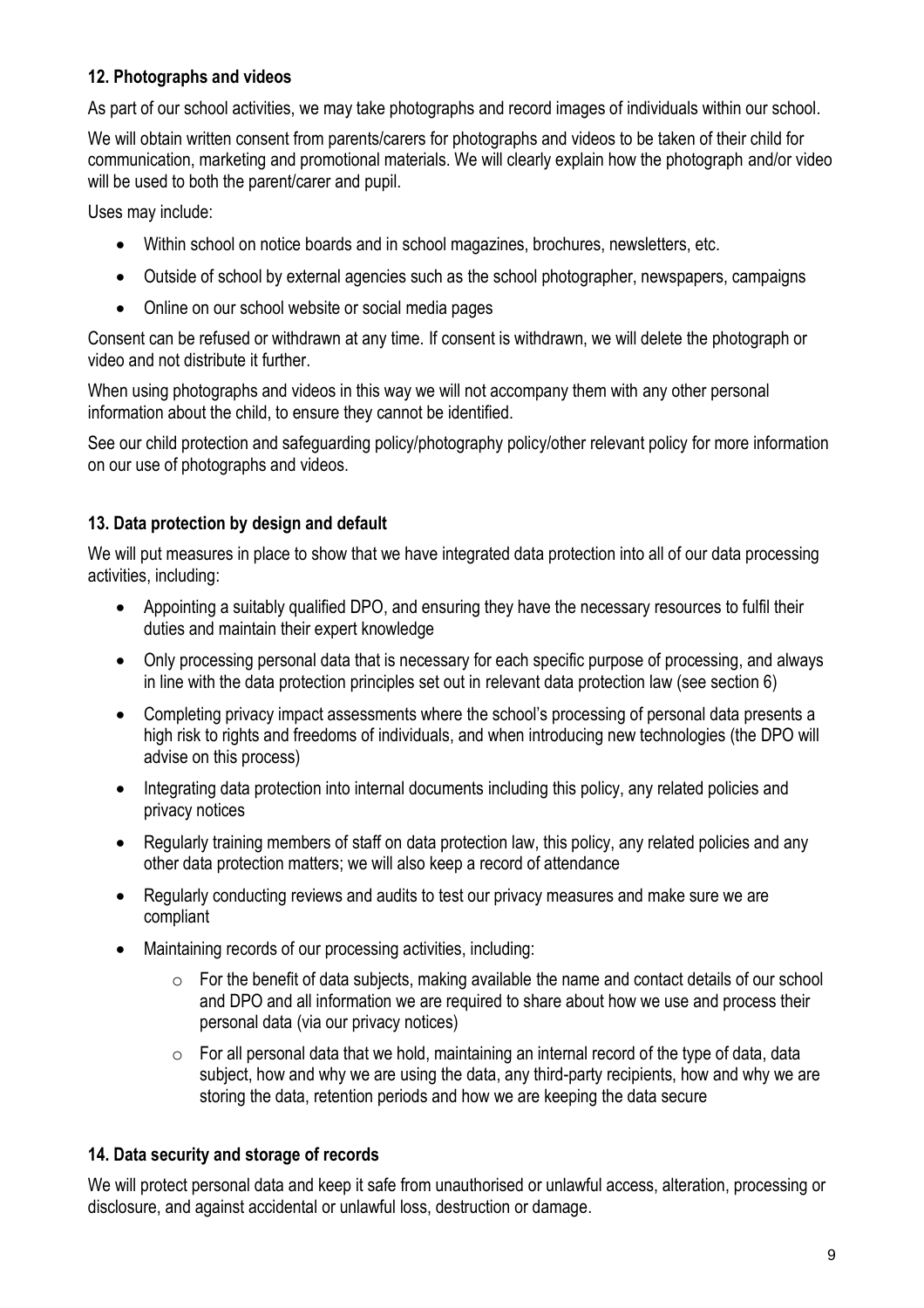### 12. Photographs and videos

As part of our school activities, we may take photographs and record images of individuals within our school.

We will obtain written consent from parents/carers for photographs and videos to be taken of their child for communication, marketing and promotional materials. We will clearly explain how the photograph and/or video will be used to both the parent/carer and pupil.

Uses may include:

- Within school on notice boards and in school magazines, brochures, newsletters, etc.
- Outside of school by external agencies such as the school photographer, newspapers, campaigns
- Online on our school website or social media pages

Consent can be refused or withdrawn at any time. If consent is withdrawn, we will delete the photograph or video and not distribute it further.

When using photographs and videos in this way we will not accompany them with any other personal information about the child, to ensure they cannot be identified.

See our child protection and safeguarding policy/photography policy/other relevant policy for more information on our use of photographs and videos.

### 13. Data protection by design and default

We will put measures in place to show that we have integrated data protection into all of our data processing activities, including:

- Appointing a suitably qualified DPO, and ensuring they have the necessary resources to fulfil their duties and maintain their expert knowledge
- Only processing personal data that is necessary for each specific purpose of processing, and always in line with the data protection principles set out in relevant data protection law (see section 6)
- Completing privacy impact assessments where the school's processing of personal data presents a high risk to rights and freedoms of individuals, and when introducing new technologies (the DPO will advise on this process)
- Integrating data protection into internal documents including this policy, any related policies and privacy notices
- Regularly training members of staff on data protection law, this policy, any related policies and any other data protection matters; we will also keep a record of attendance
- Regularly conducting reviews and audits to test our privacy measures and make sure we are compliant
- Maintaining records of our processing activities, including:
    - For the benefit of data subjects, making available the name and contact details of our school and DPO and all information we are required to share about how we use and process their personal data (via our privacy notices)
    - For all personal data that we hold, maintaining an internal record of the type of data, data subject, how and why we are using the data, any third-party recipients, how and why we are storing the data, retention periods and how we are keeping the data secure

### 14. Data security and storage of records

We will protect personal data and keep it safe from unauthorised or unlawful access, alteration, processing or disclosure, and against accidental or unlawful loss, destruction or damage.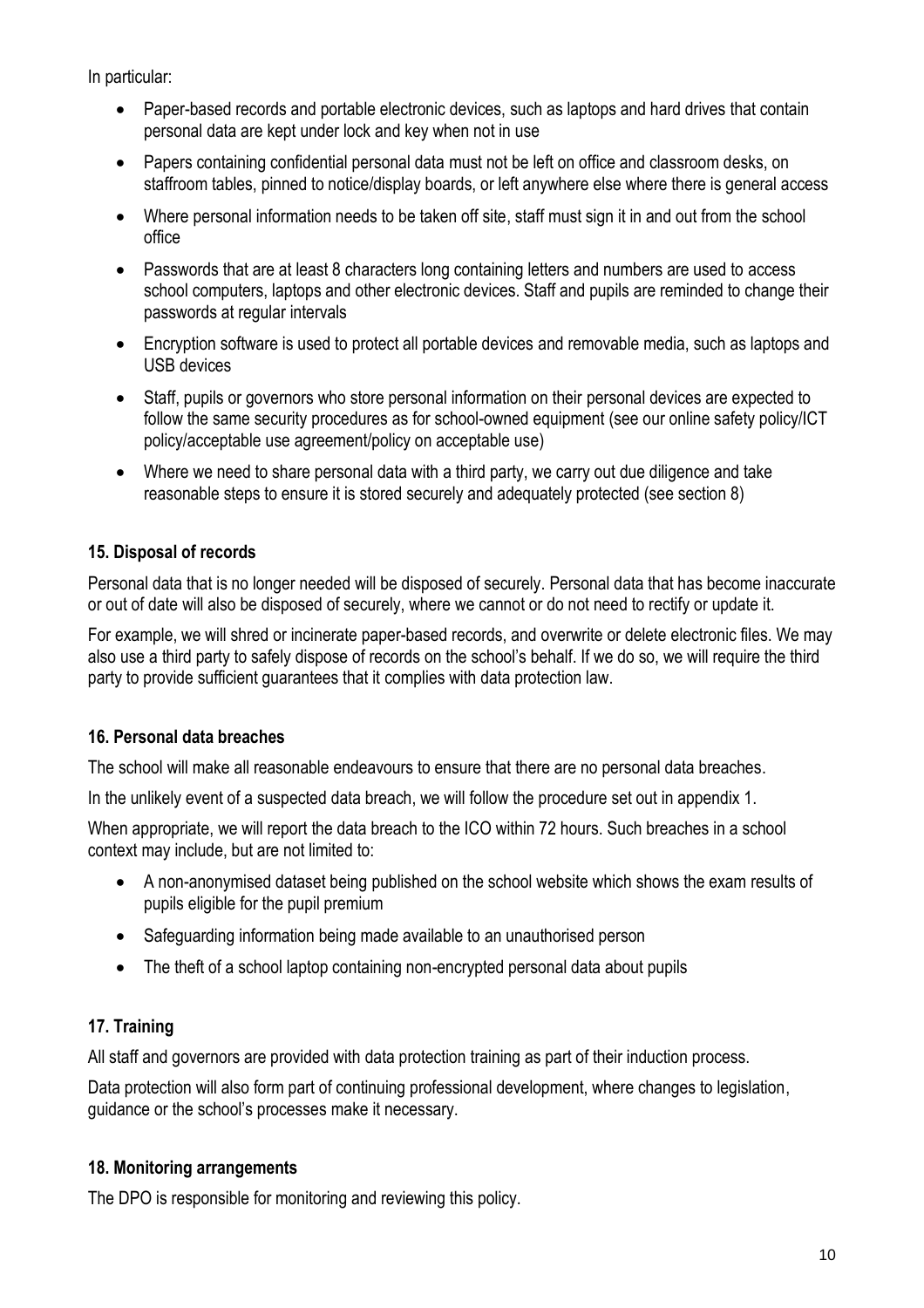In particular:

- Paper-based records and portable electronic devices, such as laptops and hard drives that contain personal data are kept under lock and key when not in use
- Papers containing confidential personal data must not be left on office and classroom desks, on staffroom tables, pinned to notice/display boards, or left anywhere else where there is general access
- Where personal information needs to be taken off site, staff must sign it in and out from the school office
- Passwords that are at least 8 characters long containing letters and numbers are used to access school computers, laptops and other electronic devices. Staff and pupils are reminded to change their passwords at regular intervals
- Encryption software is used to protect all portable devices and removable media, such as laptops and USB devices
- Staff, pupils or governors who store personal information on their personal devices are expected to follow the same security procedures as for school-owned equipment (see our online safety policy/ICT policy/acceptable use agreement/policy on acceptable use)
- Where we need to share personal data with a third party, we carry out due diligence and take reasonable steps to ensure it is stored securely and adequately protected (see section 8)

## 15. Disposal of records

Personal data that is no longer needed will be disposed of securely. Personal data that has become inaccurate or out of date will also be disposed of securely, where we cannot or do not need to rectify or update it.

For example, we will shred or incinerate paper-based records, and overwrite or delete electronic files. We may also use a third party to safely dispose of records on the school's behalf. If we do so, we will require the third party to provide sufficient guarantees that it complies with data protection law.

## 16. Personal data breaches

The school will make all reasonable endeavours to ensure that there are no personal data breaches.

In the unlikely event of a suspected data breach, we will follow the procedure set out in appendix 1.

When appropriate, we will report the data breach to the ICO within 72 hours. Such breaches in a school context may include, but are not limited to:

- A non-anonymised dataset being published on the school website which shows the exam results of pupils eligible for the pupil premium
- Safeguarding information being made available to an unauthorised person
- The theft of a school laptop containing non-encrypted personal data about pupils

## 17. Training

All staff and governors are provided with data protection training as part of their induction process.

Data protection will also form part of continuing professional development, where changes to legislation, guidance or the school's processes make it necessary.

## 18. Monitoring arrangements

The DPO is responsible for monitoring and reviewing this policy.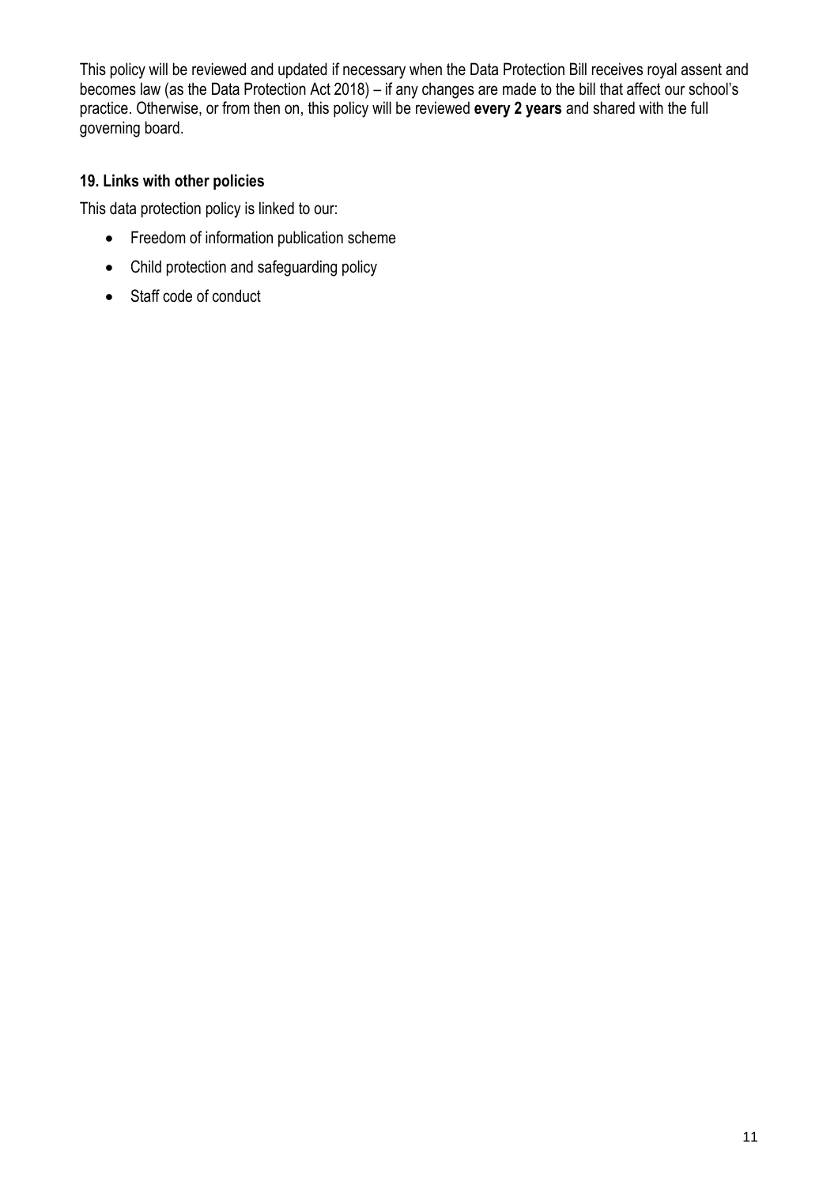This policy will be reviewed and updated if necessary when the Data Protection Bill receives royal assent and becomes law (as the Data Protection Act 2018) – if any changes are made to the bill that affect our school's practice. Otherwise, or from then on, this policy will be reviewed **every 2 years** and shared with the full governing board.

### 19. Links with other policies

This data protection policy is linked to our:

- Freedom of information publication scheme
- Child protection and safeguarding policy
- Staff code of conduct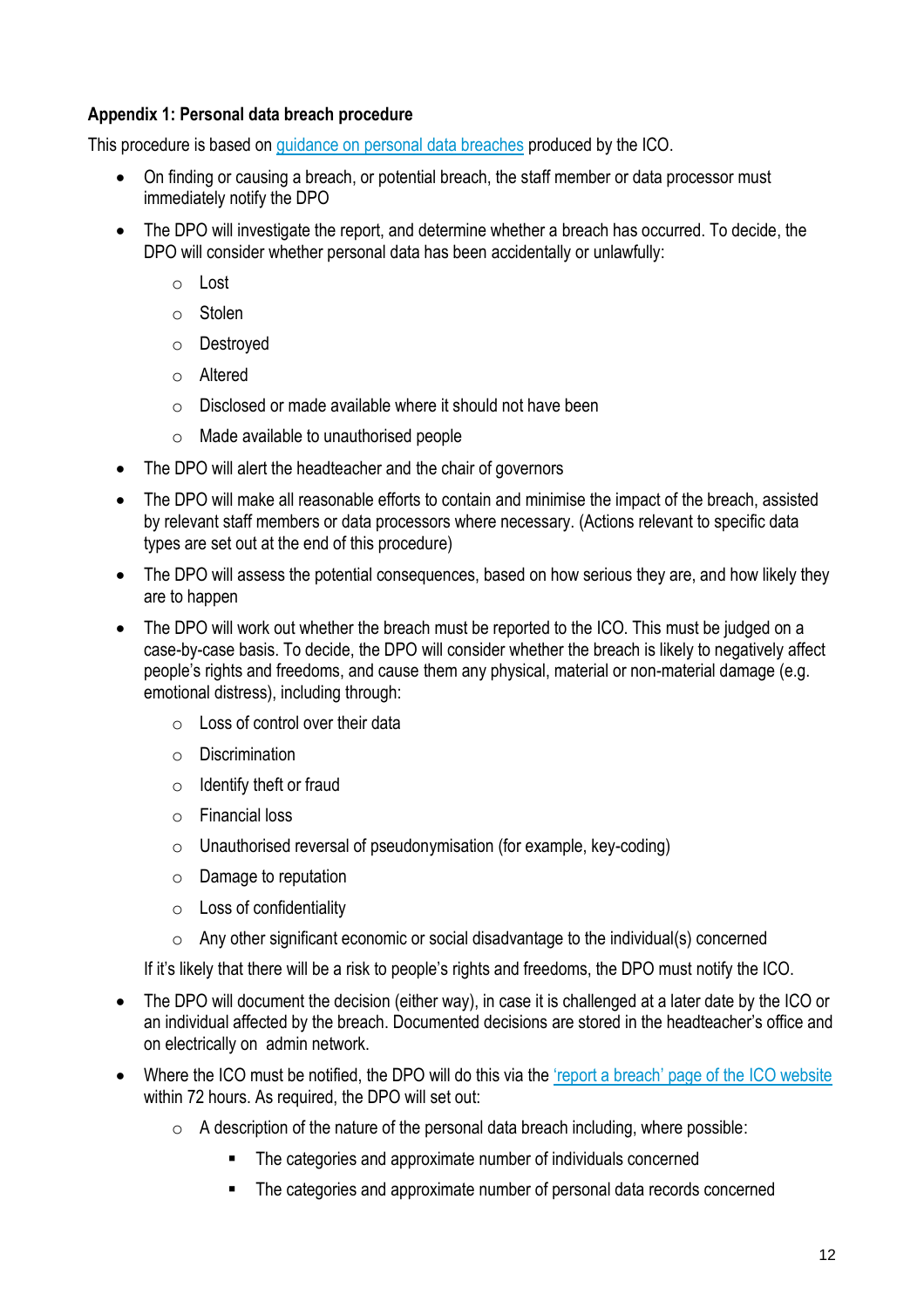**Appendix 1: Personal data breach procedure**

This procedure is based on [guidance on personal data breaches]() produced by the ICO.

- On finding or causing a breach, or potential breach, the staff member or data processor must immediately notify the DPO
- The DPO will investigate the report, and determine whether a breach has occurred. To decide, the DPO will consider whether personal data has been accidentally or unlawfully:
    - Lost
    - Stolen
    - Destroyed
    - Altered
    - Disclosed or made available where it should not have been
    - Made available to unauthorised people
- The DPO will alert the headteacher and the chair of governors
- The DPO will make all reasonable efforts to contain and minimise the impact of the breach, assisted by relevant staff members or data processors where necessary. (Actions relevant to specific data types are set out at the end of this procedure)
- The DPO will assess the potential consequences, based on how serious they are, and how likely they are to happen
- The DPO will work out whether the breach must be reported to the ICO. This must be judged on a case-by-case basis. To decide, the DPO will consider whether the breach is likely to negatively affect people's rights and freedoms, and cause them any physical, material or non-material damage (e.g. emotional distress), including through:
    - Loss of control over their data
    - Discrimination
    - Identify theft or fraud
    - Financial loss
    - Unauthorised reversal of pseudonymisation (for example, key-coding)
    - Damage to reputation
    - Loss of confidentiality
    - Any other significant economic or social disadvantage to the individual(s) concerned

  If it's likely that there will be a risk to people's rights and freedoms, the DPO must notify the ICO.
- The DPO will document the decision (either way), in case it is challenged at a later date by the ICO or an individual affected by the breach. Documented decisions are stored in the headteacher's office and on electrically on  admin network.
- Where the ICO must be notified, the DPO will do this via the ['report a breach' page of the ICO website]() within 72 hours. As required, the DPO will set out:
    - A description of the nature of the personal data breach including, where possible:
        - The categories and approximate number of individuals concerned
        - The categories and approximate number of personal data records concerned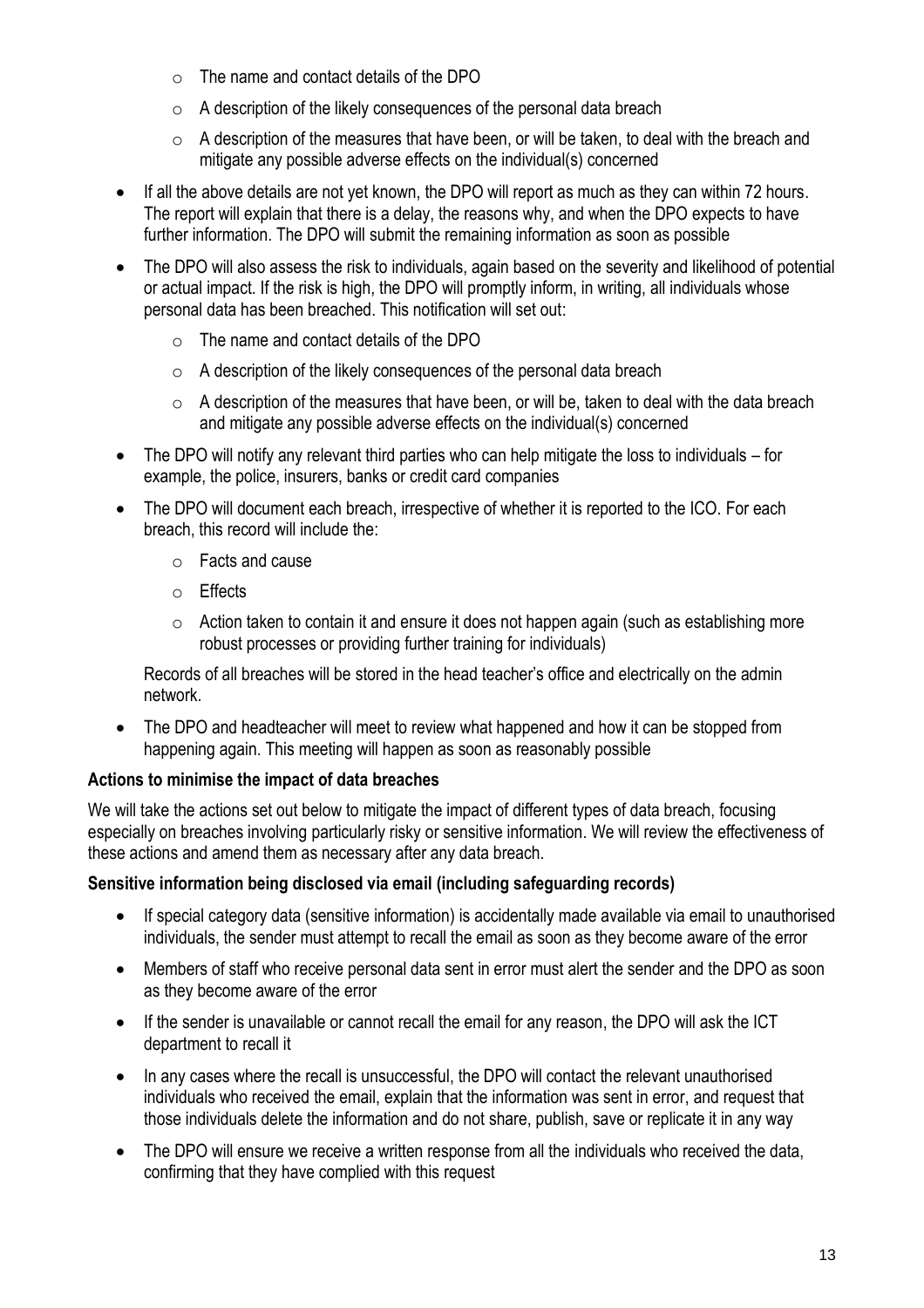- The name and contact details of the DPO
  - A description of the likely consequences of the personal data breach
  - A description of the measures that have been, or will be taken, to deal with the breach and mitigate any possible adverse effects on the individual(s) concerned
- If all the above details are not yet known, the DPO will report as much as they can within 72 hours. The report will explain that there is a delay, the reasons why, and when the DPO expects to have further information. The DPO will submit the remaining information as soon as possible
- The DPO will also assess the risk to individuals, again based on the severity and likelihood of potential or actual impact. If the risk is high, the DPO will promptly inform, in writing, all individuals whose personal data has been breached. This notification will set out:
  - The name and contact details of the DPO
  - A description of the likely consequences of the personal data breach
  - A description of the measures that have been, or will be, taken to deal with the data breach and mitigate any possible adverse effects on the individual(s) concerned
- The DPO will notify any relevant third parties who can help mitigate the loss to individuals – for example, the police, insurers, banks or credit card companies
- The DPO will document each breach, irrespective of whether it is reported to the ICO. For each breach, this record will include the:
  - Facts and cause
  - Effects
  - Action taken to contain it and ensure it does not happen again (such as establishing more robust processes or providing further training for individuals)

  Records of all breaches will be stored in the head teacher's office and electrically on the admin network.

- The DPO and headteacher will meet to review what happened and how it can be stopped from happening again. This meeting will happen as soon as reasonably possible

**Actions to minimise the impact of data breaches**

We will take the actions set out below to mitigate the impact of different types of data breach, focusing especially on breaches involving particularly risky or sensitive information. We will review the effectiveness of these actions and amend them as necessary after any data breach.

**Sensitive information being disclosed via email (including safeguarding records)**

- If special category data (sensitive information) is accidentally made available via email to unauthorised individuals, the sender must attempt to recall the email as soon as they become aware of the error
- Members of staff who receive personal data sent in error must alert the sender and the DPO as soon as they become aware of the error
- If the sender is unavailable or cannot recall the email for any reason, the DPO will ask the ICT department to recall it
- In any cases where the recall is unsuccessful, the DPO will contact the relevant unauthorised individuals who received the email, explain that the information was sent in error, and request that those individuals delete the information and do not share, publish, save or replicate it in any way
- The DPO will ensure we receive a written response from all the individuals who received the data, confirming that they have complied with this request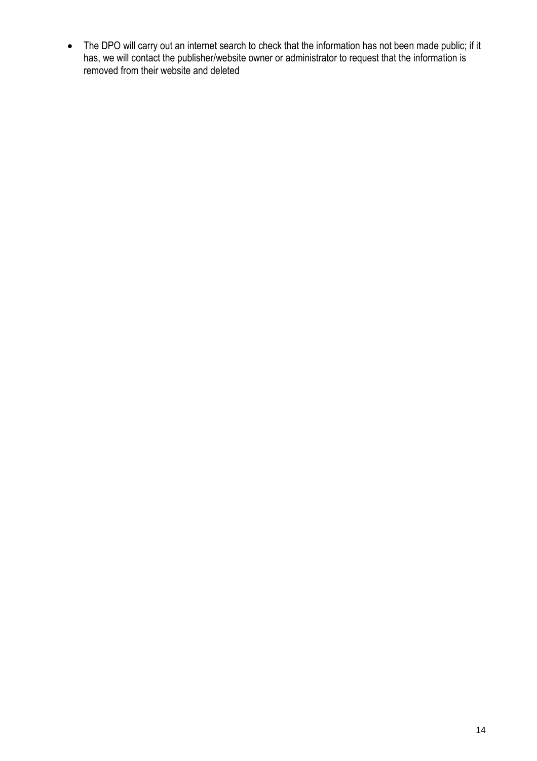- The DPO will carry out an internet search to check that the information has not been made public; if it has, we will contact the publisher/website owner or administrator to request that the information is removed from their website and deleted